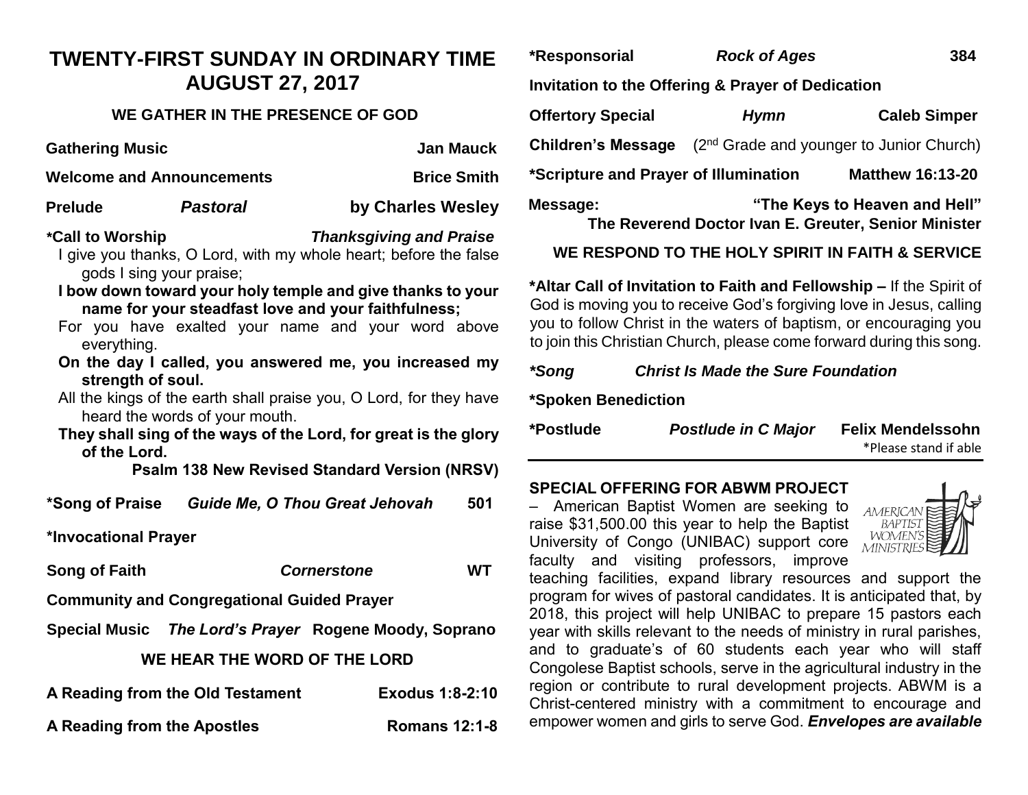# TWENTY-FIRST SUNDAY IN ORDINARY TIME
# AUGUST 27, 2017

### WE GATHER IN THE PRESENCE OF GOD

**Gathering Music** — **Jan Mauck**

**Welcome and Announcements** — **Brice Smith**

**Prelude** ***Pastoral*** **by Charles Wesley**

**\*Call to Worship** ***Thanksgiving and Praise***

I give you thanks, O Lord, with my whole heart; before the false gods I sing your praise;

**I bow down toward your holy temple and give thanks to your name for your steadfast love and your faithfulness;**

For you have exalted your name and your word above everything.

**On the day I called, you answered me, you increased my strength of soul.**

All the kings of the earth shall praise you, O Lord, for they have heard the words of your mouth.

**They shall sing of the ways of the Lord, for great is the glory of the Lord.**

**Psalm 138 New Revised Standard Version (NRSV)**

**\*Song of Praise** ***Guide Me, O Thou Great Jehovah*** **501**

**\*Invocational Prayer**

**Song of Faith** ***Cornerstone*** **WT**

**Community and Congregational Guided Prayer**

**Special Music** ***The Lord's Prayer*** **Rogene Moody, Soprano**

### WE HEAR THE WORD OF THE LORD

**A Reading from the Old Testament** — **Exodus 1:8-2:10**

**A Reading from the Apostles** — **Romans 12:1-8**

**\*Responsorial** ***Rock of Ages*** **384**

**Invitation to the Offering & Prayer of Dedication**

**Offertory Special** ***Hymn*** **Caleb Simper**

**Children's Message** (2nd Grade and younger to Junior Church)

**\*Scripture and Prayer of Illumination** — **Matthew 16:13-20**

**Message:** **"The Keys to Heaven and Hell"**
**The Reverend Doctor Ivan E. Greuter, Senior Minister**

### WE RESPOND TO THE HOLY SPIRIT IN FAITH & SERVICE

**\*Altar Call of Invitation to Faith and Fellowship –** If the Spirit of God is moving you to receive God's forgiving love in Jesus, calling you to follow Christ in the waters of baptism, or encouraging you to join this Christian Church, please come forward during this song.

***\*Song*** ***Christ Is Made the Sure Foundation***

**\*Spoken Benediction**

**\*Postlude** ***Postlude in C Major*** **Felix Mendelssohn**

\*Please stand if able

---

**SPECIAL OFFERING FOR ABWM PROJECT** – American Baptist Women are seeking to raise $31,500.00 this year to help the Baptist University of Congo (UNIBAC) support core faculty and visiting professors, improve teaching facilities, expand library resources and support the program for wives of pastoral candidates. It is anticipated that, by 2018, this project will help UNIBAC to prepare 15 pastors each year with skills relevant to the needs of ministry in rural parishes, and to graduate's of 60 students each year who will staff Congolese Baptist schools, serve in the agricultural industry in the region or contribute to rural development projects. ABWM is a Christ-centered ministry with a commitment to encourage and empower women and girls to serve God. ***Envelopes are available***

AMERICAN BAPTIST WOMEN'S MINISTRIES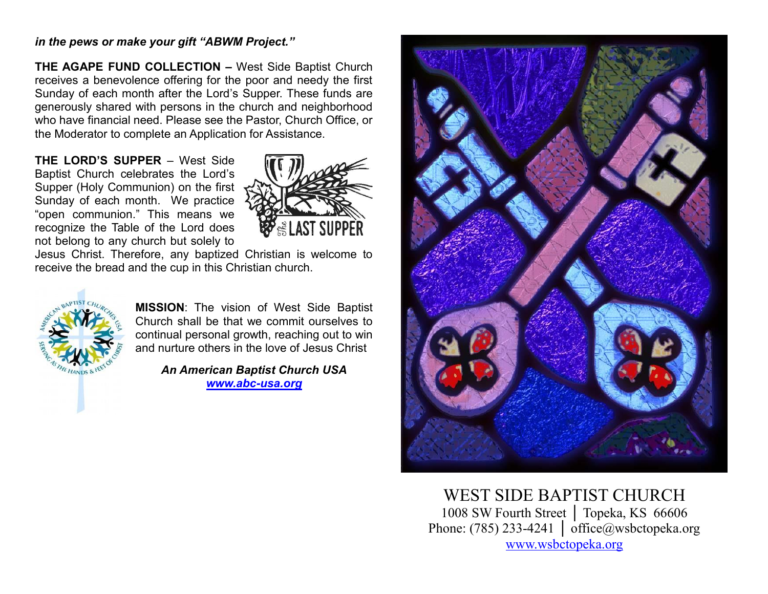***in the pews or make your gift "ABWM Project."***

**THE AGAPE FUND COLLECTION –** West Side Baptist Church receives a benevolence offering for the poor and needy the first Sunday of each month after the Lord's Supper. These funds are generously shared with persons in the church and neighborhood who have financial need. Please see the Pastor, Church Office, or the Moderator to complete an Application for Assistance.

**THE LORD'S SUPPER** – West Side Baptist Church celebrates the Lord's Supper (Holy Communion) on the first Sunday of each month. We practice "open communion." This means we recognize the Table of the Lord does not belong to any church but solely to Jesus Christ. Therefore, any baptized Christian is welcome to receive the bread and the cup in this Christian church.

**MISSION**: The vision of West Side Baptist Church shall be that we commit ourselves to continual personal growth, reaching out to win and nurture others in the love of Jesus Christ

***An American Baptist Church USA***
***www.abc-usa.org***

WEST SIDE BAPTIST CHURCH
1008 SW Fourth Street | Topeka, KS 66606
Phone: (785) 233-4241 | office@wsbctopeka.org
www.wsbctopeka.org